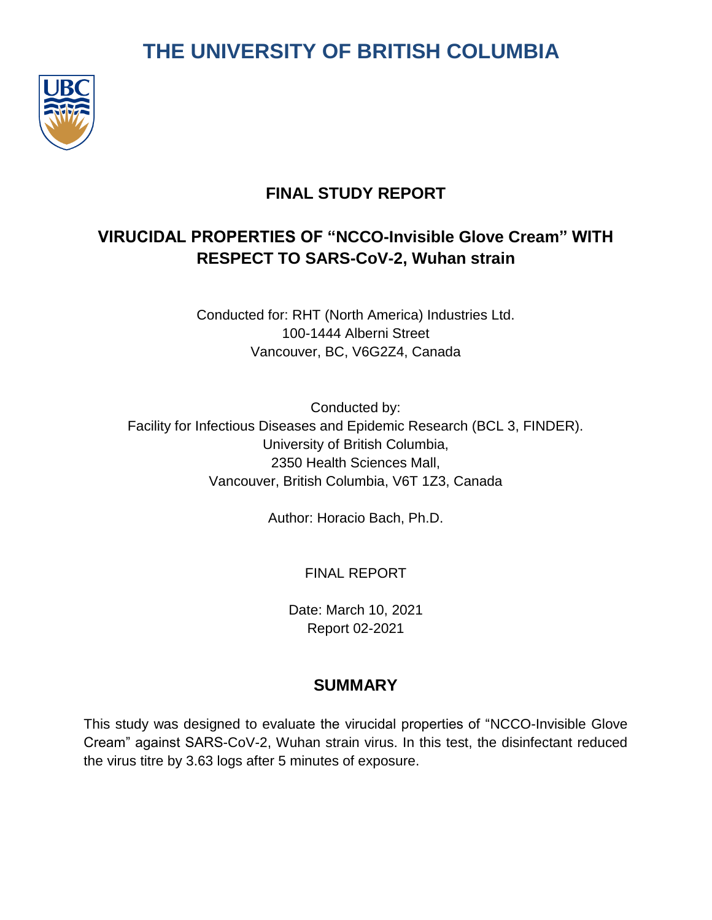# THE UNIVERSITY OF BRITISH COLUMBIA

## FINAL STUDY REPORT

## VIRUCIDAL PROPERTIES OF "NCCO-Invisible Glove Cream" WITH RESPECT TO SARS-CoV-2, Wuhan strain

Conducted for: RHT (North America) Industries Ltd.
100-1444 Alberni Street
Vancouver, BC, V6G2Z4, Canada

Conducted by:
Facility for Infectious Diseases and Epidemic Research (BCL 3, FINDER).
University of British Columbia,
2350 Health Sciences Mall,
Vancouver, British Columbia, V6T 1Z3, Canada

Author: Horacio Bach, Ph.D.

FINAL REPORT

Date: March 10, 2021
Report 02-2021

## SUMMARY

This study was designed to evaluate the virucidal properties of "NCCO-Invisible Glove Cream" against SARS-CoV-2, Wuhan strain virus. In this test, the disinfectant reduced the virus titre by 3.63 logs after 5 minutes of exposure.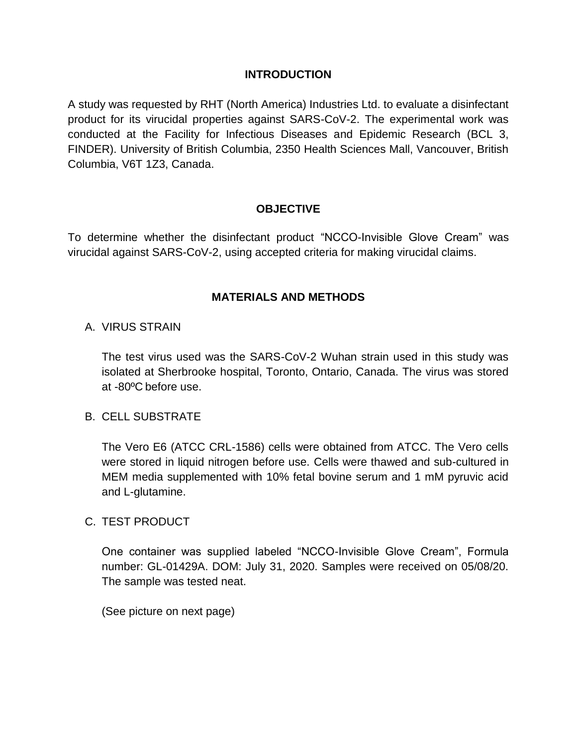## INTRODUCTION

A study was requested by RHT (North America) Industries Ltd. to evaluate a disinfectant product for its virucidal properties against SARS-CoV-2. The experimental work was conducted at the Facility for Infectious Diseases and Epidemic Research (BCL 3, FINDER). University of British Columbia, 2350 Health Sciences Mall, Vancouver, British Columbia, V6T 1Z3, Canada.

## OBJECTIVE

To determine whether the disinfectant product "NCCO-Invisible Glove Cream" was virucidal against SARS-CoV-2, using accepted criteria for making virucidal claims.

## MATERIALS AND METHODS

A. VIRUS STRAIN

The test virus used was the SARS-CoV-2 Wuhan strain used in this study was isolated at Sherbrooke hospital, Toronto, Ontario, Canada. The virus was stored at -80ºC before use.

B. CELL SUBSTRATE

The Vero E6 (ATCC CRL-1586) cells were obtained from ATCC. The Vero cells were stored in liquid nitrogen before use. Cells were thawed and sub-cultured in MEM media supplemented with 10% fetal bovine serum and 1 mM pyruvic acid and L-glutamine.

C. TEST PRODUCT

One container was supplied labeled "NCCO-Invisible Glove Cream", Formula number: GL-01429A. DOM: July 31, 2020. Samples were received on 05/08/20. The sample was tested neat.

(See picture on next page)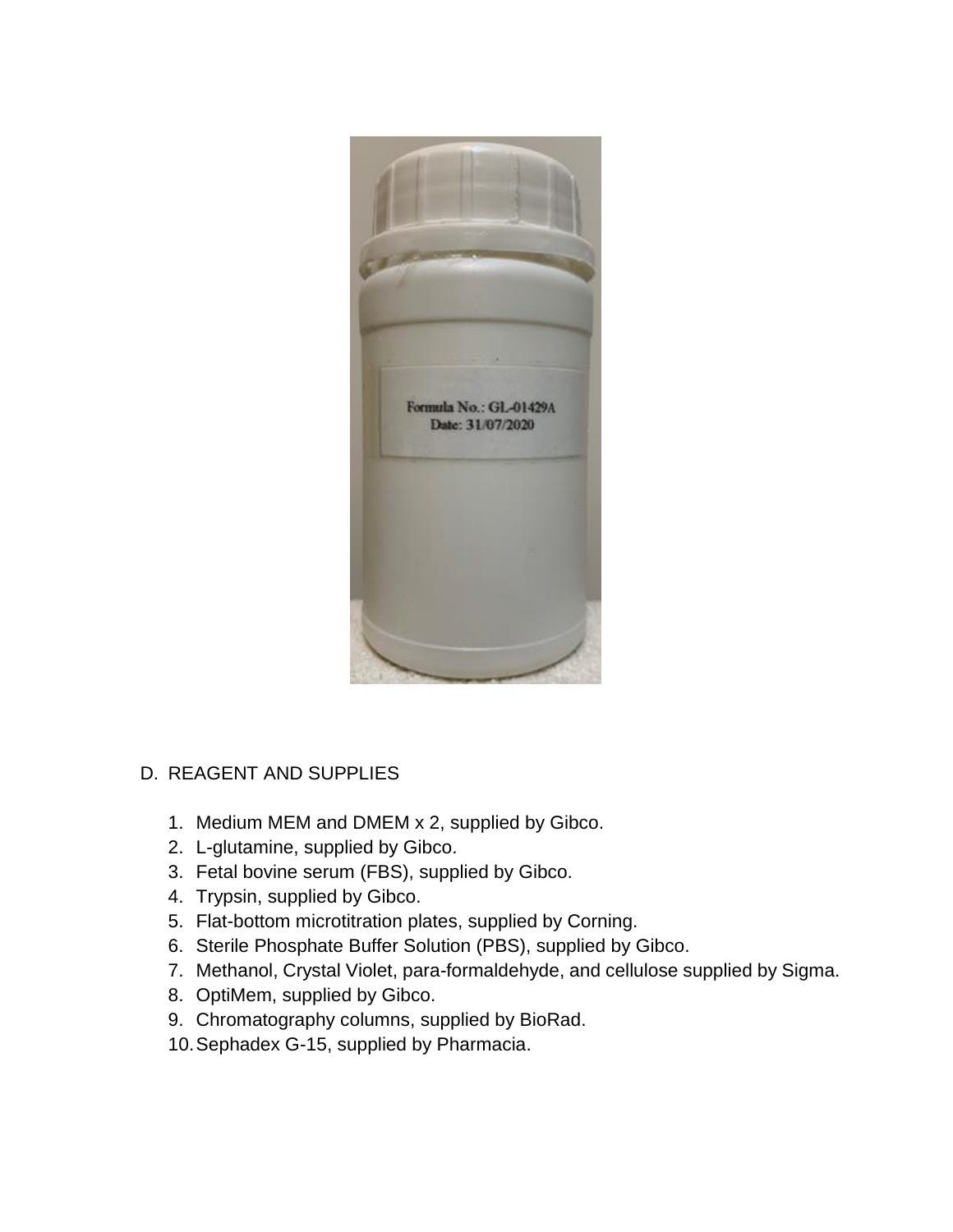Formula No.: GL-01429A
Date: 31/07/2020

D. REAGENT AND SUPPLIES

1. Medium MEM and DMEM x 2, supplied by Gibco.
2. L-glutamine, supplied by Gibco.
3. Fetal bovine serum (FBS), supplied by Gibco.
4. Trypsin, supplied by Gibco.
5. Flat-bottom microtitration plates, supplied by Corning.
6. Sterile Phosphate Buffer Solution (PBS), supplied by Gibco.
7. Methanol, Crystal Violet, para-formaldehyde, and cellulose supplied by Sigma.
8. OptiMem, supplied by Gibco.
9. Chromatography columns, supplied by BioRad.
10. Sephadex G-15, supplied by Pharmacia.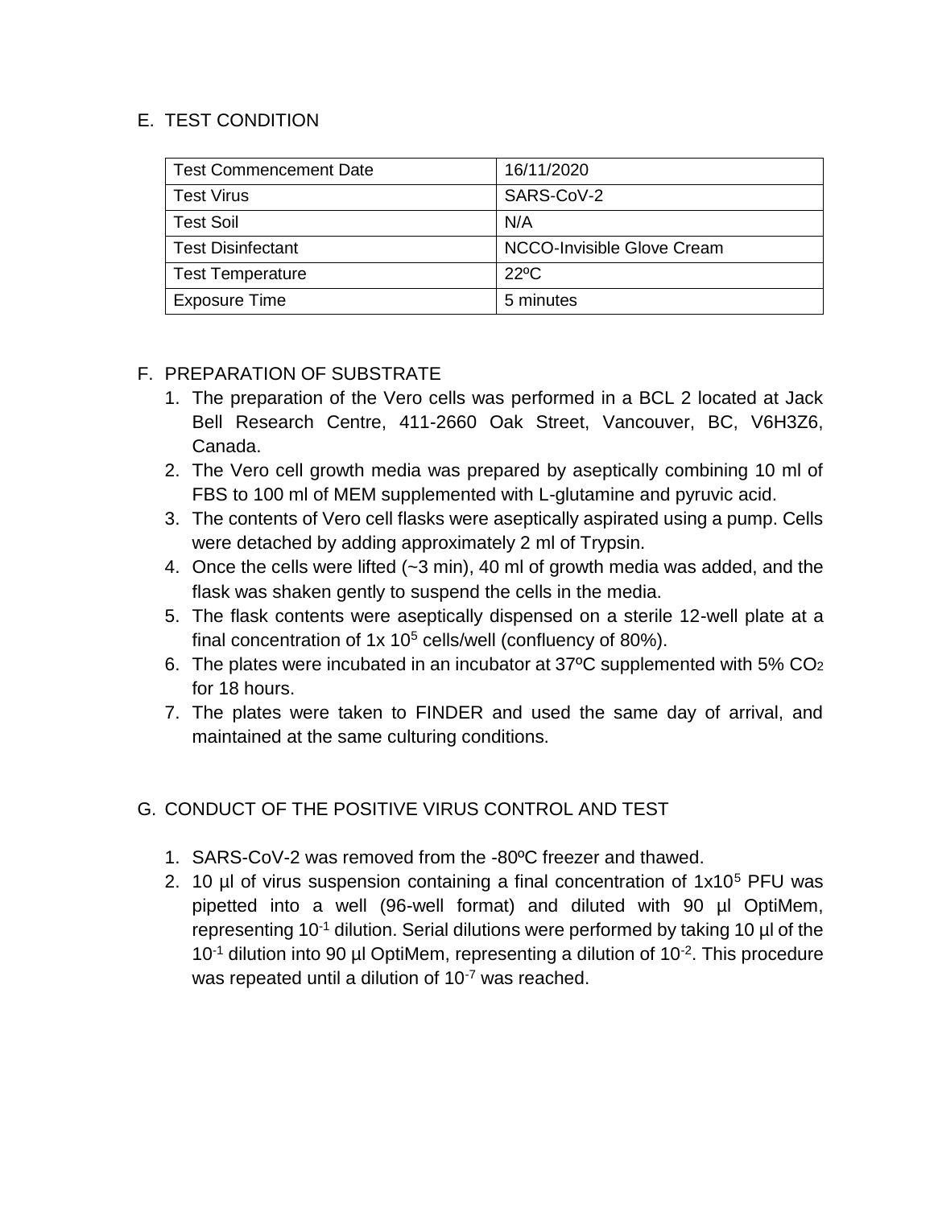## E. TEST CONDITION

| Test Commencement Date | 16/11/2020 |
|---|---|
| Test Virus | SARS-CoV-2 |
| Test Soil | N/A |
| Test Disinfectant | NCCO-Invisible Glove Cream |
| Test Temperature | 22ºC |
| Exposure Time | 5 minutes |

## F. PREPARATION OF SUBSTRATE

1. The preparation of the Vero cells was performed in a BCL 2 located at Jack Bell Research Centre, 411-2660 Oak Street, Vancouver, BC, V6H3Z6, Canada.
2. The Vero cell growth media was prepared by aseptically combining 10 ml of FBS to 100 ml of MEM supplemented with L-glutamine and pyruvic acid.
3. The contents of Vero cell flasks were aseptically aspirated using a pump. Cells were detached by adding approximately 2 ml of Trypsin.
4. Once the cells were lifted (~3 min), 40 ml of growth media was added, and the flask was shaken gently to suspend the cells in the media.
5. The flask contents were aseptically dispensed on a sterile 12-well plate at a final concentration of 1x $10^5$ cells/well (confluency of 80%).
6. The plates were incubated in an incubator at 37ºC supplemented with 5% $CO_2$ for 18 hours.
7. The plates were taken to FINDER and used the same day of arrival, and maintained at the same culturing conditions.

## G. CONDUCT OF THE POSITIVE VIRUS CONTROL AND TEST

1. SARS-CoV-2 was removed from the -80ºC freezer and thawed.
2. 10 µl of virus suspension containing a final concentration of $1x10^5$ PFU was pipetted into a well (96-well format) and diluted with 90 µl OptiMem, representing $10^{-1}$ dilution. Serial dilutions were performed by taking 10 µl of the $10^{-1}$ dilution into 90 µl OptiMem, representing a dilution of $10^{-2}$. This procedure was repeated until a dilution of $10^{-7}$ was reached.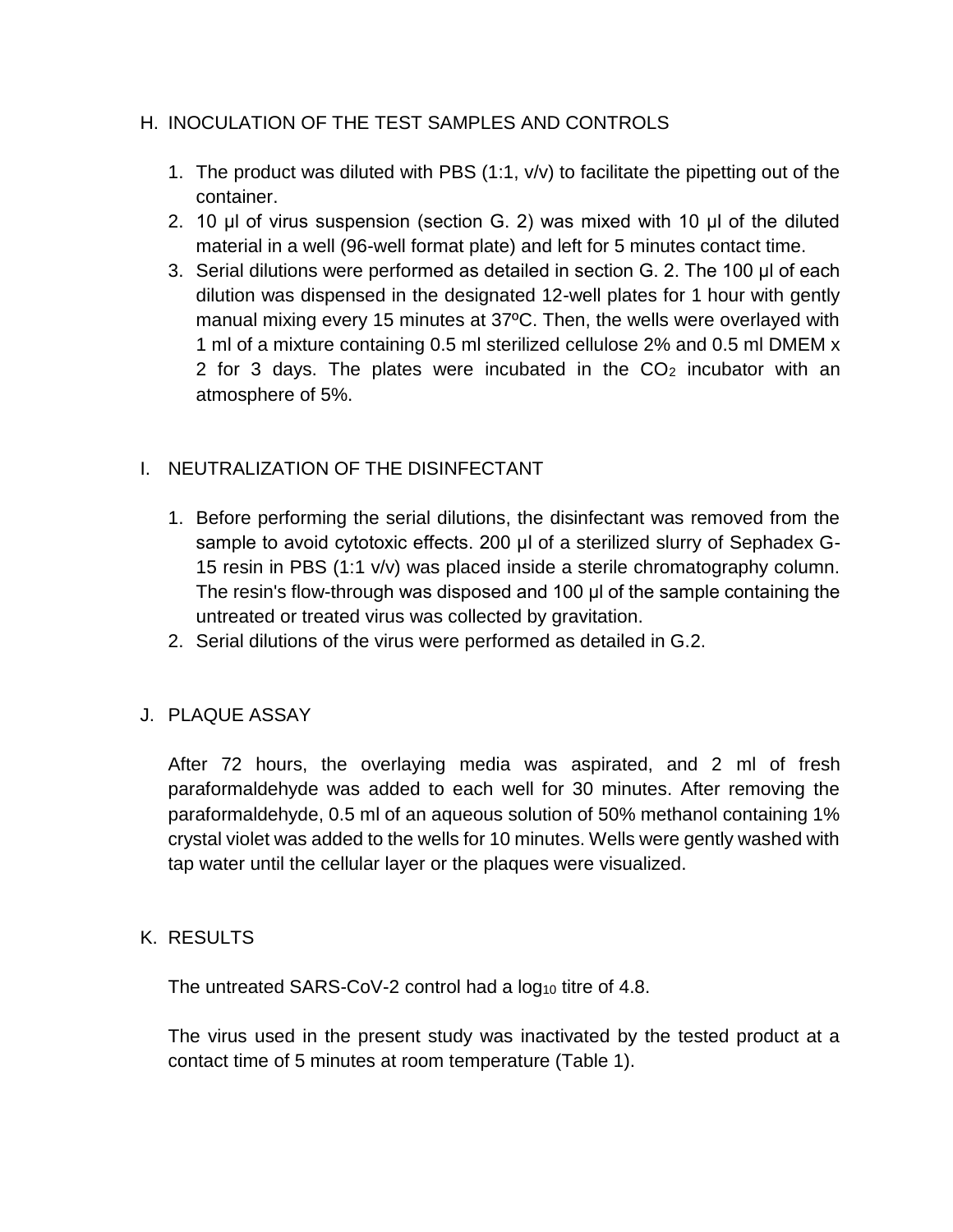## H. INOCULATION OF THE TEST SAMPLES AND CONTROLS

1. The product was diluted with PBS (1:1, v/v) to facilitate the pipetting out of the container.
2. 10 µl of virus suspension (section G. 2) was mixed with 10 µl of the diluted material in a well (96-well format plate) and left for 5 minutes contact time.
3. Serial dilutions were performed as detailed in section G. 2. The 100 µl of each dilution was dispensed in the designated 12-well plates for 1 hour with gently manual mixing every 15 minutes at 37ºC. Then, the wells were overlayed with 1 ml of a mixture containing 0.5 ml sterilized cellulose 2% and 0.5 ml DMEM x 2 for 3 days. The plates were incubated in the $CO_2$ incubator with an atmosphere of 5%.

## I. NEUTRALIZATION OF THE DISINFECTANT

1. Before performing the serial dilutions, the disinfectant was removed from the sample to avoid cytotoxic effects. 200 µl of a sterilized slurry of Sephadex G-15 resin in PBS (1:1 v/v) was placed inside a sterile chromatography column. The resin's flow-through was disposed and 100 µl of the sample containing the untreated or treated virus was collected by gravitation.
2. Serial dilutions of the virus were performed as detailed in G.2.

## J. PLAQUE ASSAY

After 72 hours, the overlaying media was aspirated, and 2 ml of fresh paraformaldehyde was added to each well for 30 minutes. After removing the paraformaldehyde, 0.5 ml of an aqueous solution of 50% methanol containing 1% crystal violet was added to the wells for 10 minutes. Wells were gently washed with tap water until the cellular layer or the plaques were visualized.

## K. RESULTS

The untreated SARS-CoV-2 control had a $\log_{10}$ titre of 4.8.

The virus used in the present study was inactivated by the tested product at a contact time of 5 minutes at room temperature (Table 1).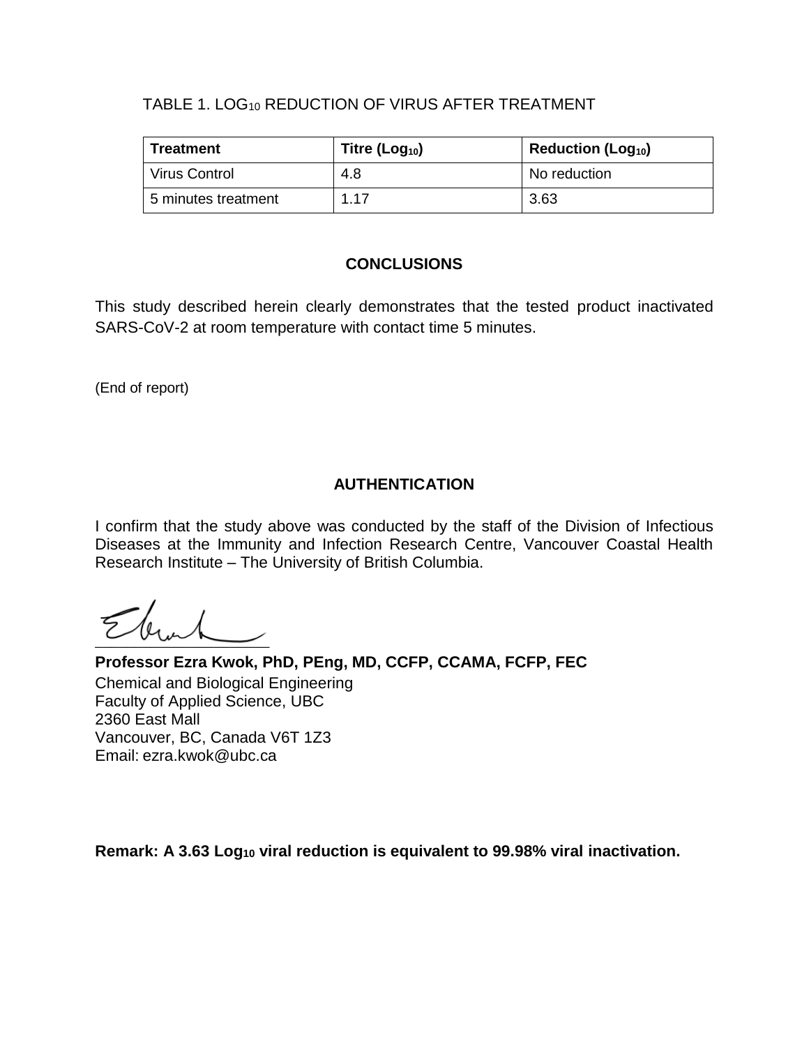TABLE 1. $LOG_{10}$ REDUCTION OF VIRUS AFTER TREATMENT

| **Treatment** | **Titre ($Log_{10}$)** | **Reduction ($Log_{10}$)** |
|---|---|---|
| Virus Control | 4.8 | No reduction |
| 5 minutes treatment | 1.17 | 3.63 |

## CONCLUSIONS

This study described herein clearly demonstrates that the tested product inactivated SARS-CoV-2 at room temperature with contact time 5 minutes.

(End of report)

## AUTHENTICATION

I confirm that the study above was conducted by the staff of the Division of Infectious Diseases at the Immunity and Infection Research Centre, Vancouver Coastal Health Research Institute – The University of British Columbia.

**Professor Ezra Kwok, PhD, PEng, MD, CCFP, CCAMA, FCFP, FEC**
Chemical and Biological Engineering
Faculty of Applied Science, UBC
2360 East Mall
Vancouver, BC, Canada V6T 1Z3
Email: ezra.kwok@ubc.ca

**Remark: A 3.63 $Log_{10}$ viral reduction is equivalent to 99.98% viral inactivation.**